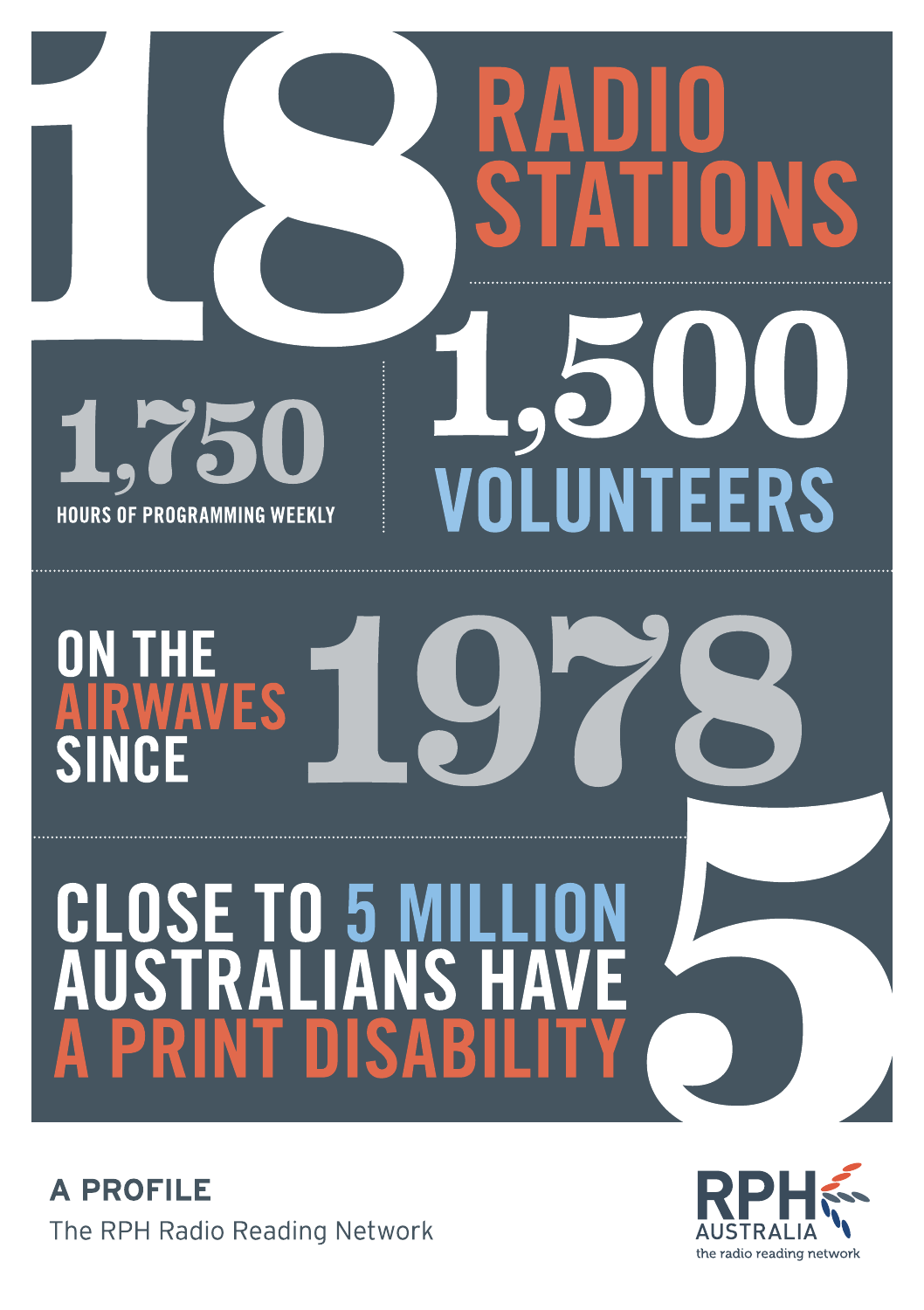# 18 RADIO STATIONS

**1,750** HOURS OF PROGRAMMING WEEKLY

**1,500** VOLUNTEERS

ON THE AIRWAVES SINCE **1978**

CLOSE TO 5 MILLION AUSTRALIANS HAVE A PRINT DISABILITY **5**

## A PROFILE

The RPH Radio Reading Network

RPH AUSTRALIA
the radio reading network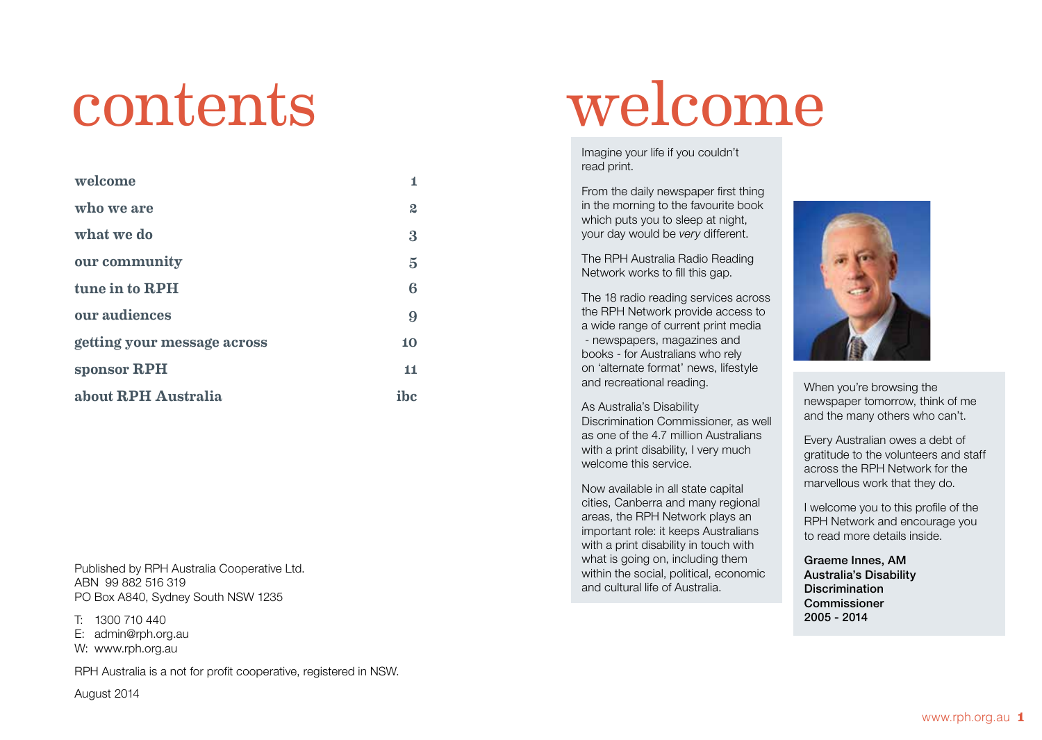# contents

| | |
|---|---|
| welcome | 1 |
| who we are | 2 |
| what we do | 3 |
| our community | 5 |
| tune in to RPH | 6 |
| our audiences | 9 |
| getting your message across | 10 |
| sponsor RPH | 11 |
| about RPH Australia | ibc |

Published by RPH Australia Cooperative Ltd.
ABN 99 882 516 319
PO Box A840, Sydney South NSW 1235

T: 1300 710 440
E: admin@rph.org.au
W: www.rph.org.au

RPH Australia is a not for profit cooperative, registered in NSW.

August 2014

# welcome

Imagine your life if you couldn't read print.

From the daily newspaper first thing in the morning to the favourite book which puts you to sleep at night, your day would be *very* different.

The RPH Australia Radio Reading Network works to fill this gap.

The 18 radio reading services across the RPH Network provide access to a wide range of current print media - newspapers, magazines and books - for Australians who rely on 'alternate format' news, lifestyle and recreational reading.

As Australia's Disability Discrimination Commissioner, as well as one of the 4.7 million Australians with a print disability, I very much welcome this service.

Now available in all state capital cities, Canberra and many regional areas, the RPH Network plays an important role: it keeps Australians with a print disability in touch with what is going on, including them within the social, political, economic and cultural life of Australia.

When you're browsing the newspaper tomorrow, think of me and the many others who can't.

Every Australian owes a debt of gratitude to the volunteers and staff across the RPH Network for the marvellous work that they do.

I welcome you to this profile of the RPH Network and encourage you to read more details inside.

**Graeme Innes, AM**
**Australia's Disability Discrimination Commissioner**
**2005 - 2014**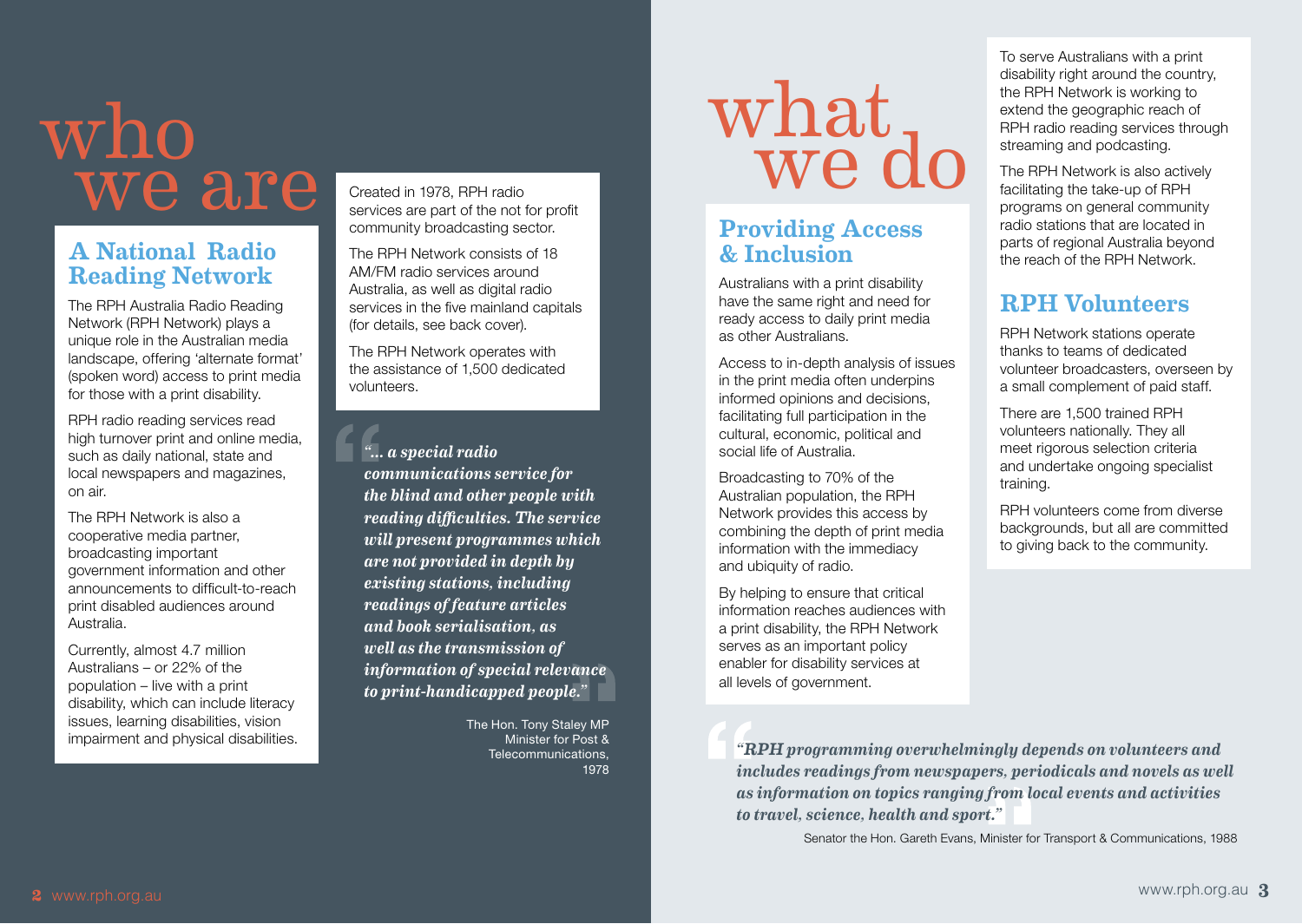# who we are

## A National Radio Reading Network

The RPH Australia Radio Reading Network (RPH Network) plays a unique role in the Australian media landscape, offering 'alternate format' (spoken word) access to print media for those with a print disability.

RPH radio reading services read high turnover print and online media, such as daily national, state and local newspapers and magazines, on air.

The RPH Network is also a cooperative media partner, broadcasting important government information and other announcements to difficult-to-reach print disabled audiences around Australia.

Currently, almost 4.7 million Australians – or 22% of the population – live with a print disability, which can include literacy issues, learning disabilities, vision impairment and physical disabilities.

Created in 1978, RPH radio services are part of the not for profit community broadcasting sector.

The RPH Network consists of 18 AM/FM radio services around Australia, as well as digital radio services in the five mainland capitals (for details, see back cover).

The RPH Network operates with the assistance of 1,500 dedicated volunteers.

> ***"... a special radio communications service for the blind and other people with reading difficulties. The service will present programmes which are not provided in depth by existing stations, including readings of feature articles and book serialisation, as well as the transmission of information of special relevance to print-handicapped people."***
>
> The Hon. Tony Staley MP
> Minister for Post & Telecommunications, 1978

# what we do

## Providing Access & Inclusion

Australians with a print disability have the same right and need for ready access to daily print media as other Australians.

Access to in-depth analysis of issues in the print media often underpins informed opinions and decisions, facilitating full participation in the cultural, economic, political and social life of Australia.

Broadcasting to 70% of the Australian population, the RPH Network provides this access by combining the depth of print media information with the immediacy and ubiquity of radio.

By helping to ensure that critical information reaches audiences with a print disability, the RPH Network serves as an important policy enabler for disability services at all levels of government.

To serve Australians with a print disability right around the country, the RPH Network is working to extend the geographic reach of RPH radio reading services through streaming and podcasting.

The RPH Network is also actively facilitating the take-up of RPH programs on general community radio stations that are located in parts of regional Australia beyond the reach of the RPH Network.

## RPH Volunteers

RPH Network stations operate thanks to teams of dedicated volunteer broadcasters, overseen by a small complement of paid staff.

There are 1,500 trained RPH volunteers nationally. They all meet rigorous selection criteria and undertake ongoing specialist training.

RPH volunteers come from diverse backgrounds, but all are committed to giving back to the community.

> ***"RPH programming overwhelmingly depends on volunteers and includes readings from newspapers, periodicals and novels as well as information on topics ranging from local events and activities to travel, science, health and sport."***
>
> Senator the Hon. Gareth Evans, Minister for Transport & Communications, 1988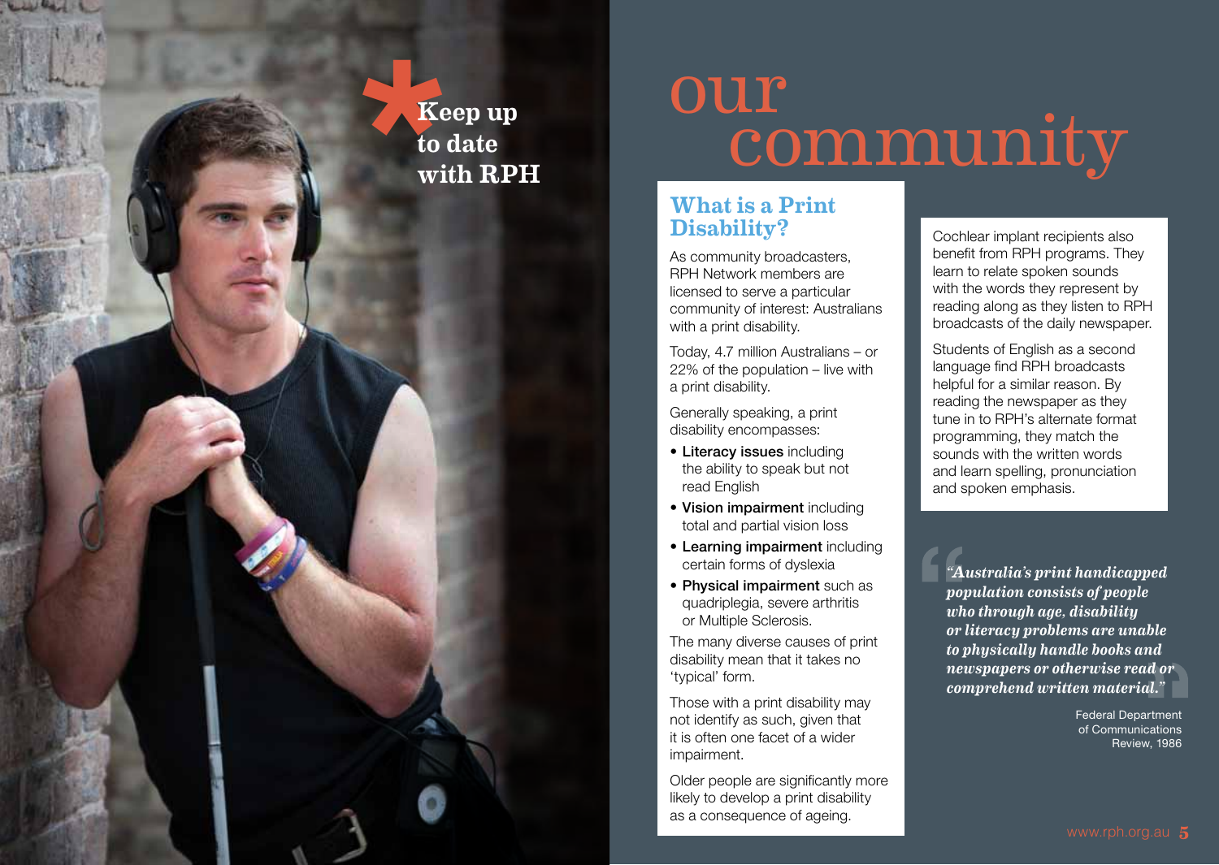**Keep up to date with RPH**

# our community

## What is a Print Disability?

As community broadcasters, RPH Network members are licensed to serve a particular community of interest: Australians with a print disability.

Today, 4.7 million Australians – or 22% of the population – live with a print disability.

Generally speaking, a print disability encompasses:

- **Literacy issues** including the ability to speak but not read English
- **Vision impairment** including total and partial vision loss
- **Learning impairment** including certain forms of dyslexia
- **Physical impairment** such as quadriplegia, severe arthritis or Multiple Sclerosis.

The many diverse causes of print disability mean that it takes no 'typical' form.

Those with a print disability may not identify as such, given that it is often one facet of a wider impairment.

Older people are significantly more likely to develop a print disability as a consequence of ageing.

Cochlear implant recipients also benefit from RPH programs. They learn to relate spoken sounds with the words they represent by reading along as they listen to RPH broadcasts of the daily newspaper.

Students of English as a second language find RPH broadcasts helpful for a similar reason. By reading the newspaper as they tune in to RPH's alternate format programming, they match the sounds with the written words and learn spelling, pronunciation and spoken emphasis.

> ***"Australia's print handicapped population consists of people who through age, disability or literacy problems are unable to physically handle books and newspapers or otherwise read or comprehend written material."***
>
> Federal Department of Communications Review, 1986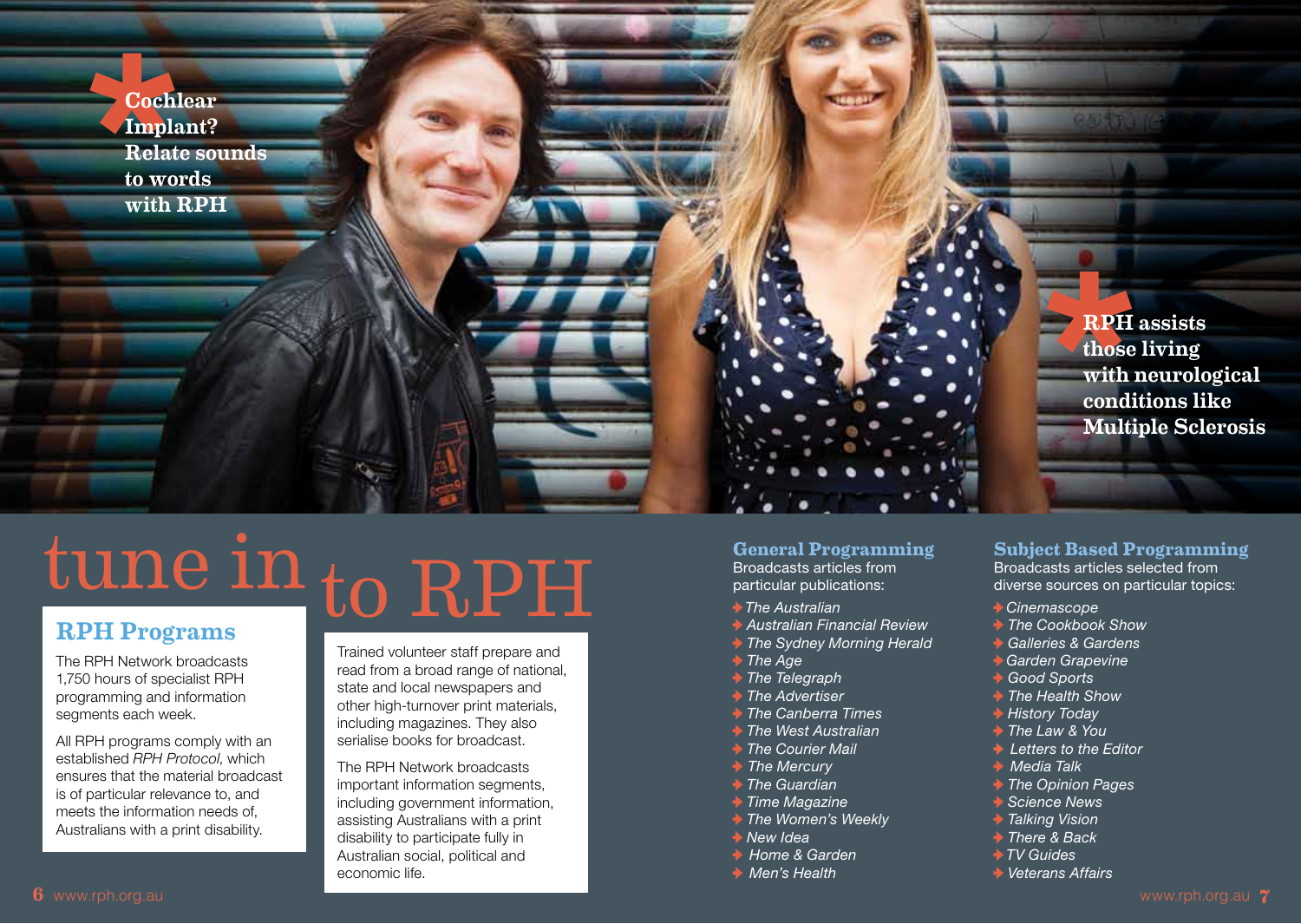**Cochlear Implant? Relate sounds to words with RPH**

**RPH assists those living with neurological conditions like Multiple Sclerosis**

# tune in to RPH

## RPH Programs

The RPH Network broadcasts 1,750 hours of specialist RPH programming and information segments each week.

All RPH programs comply with an established *RPH Protocol*, which ensures that the material broadcast is of particular relevance to, and meets the information needs of, Australians with a print disability.

Trained volunteer staff prepare and read from a broad range of national, state and local newspapers and other high-turnover print materials, including magazines. They also serialise books for broadcast.

The RPH Network broadcasts important information segments, including government information, assisting Australians with a print disability to participate fully in Australian social, political and economic life.

### General Programming

Broadcasts articles from particular publications:

- *The Australian*
- *Australian Financial Review*
- *The Sydney Morning Herald*
- *The Age*
- *The Telegraph*
- *The Advertiser*
- *The Canberra Times*
- *The West Australian*
- *The Courier Mail*
- *The Mercury*
- *The Guardian*
- *Time Magazine*
- *The Women's Weekly*
- *New Idea*
- *Home & Garden*
- *Men's Health*

### Subject Based Programming

Broadcasts articles selected from diverse sources on particular topics:

- *Cinemascope*
- *The Cookbook Show*
- *Galleries & Gardens*
- *Garden Grapevine*
- *Good Sports*
- *The Health Show*
- *History Today*
- *The Law & You*
- *Letters to the Editor*
- *Media Talk*
- *The Opinion Pages*
- *Science News*
- *Talking Vision*
- *There & Back*
- *TV Guides*
- *Veterans Affairs*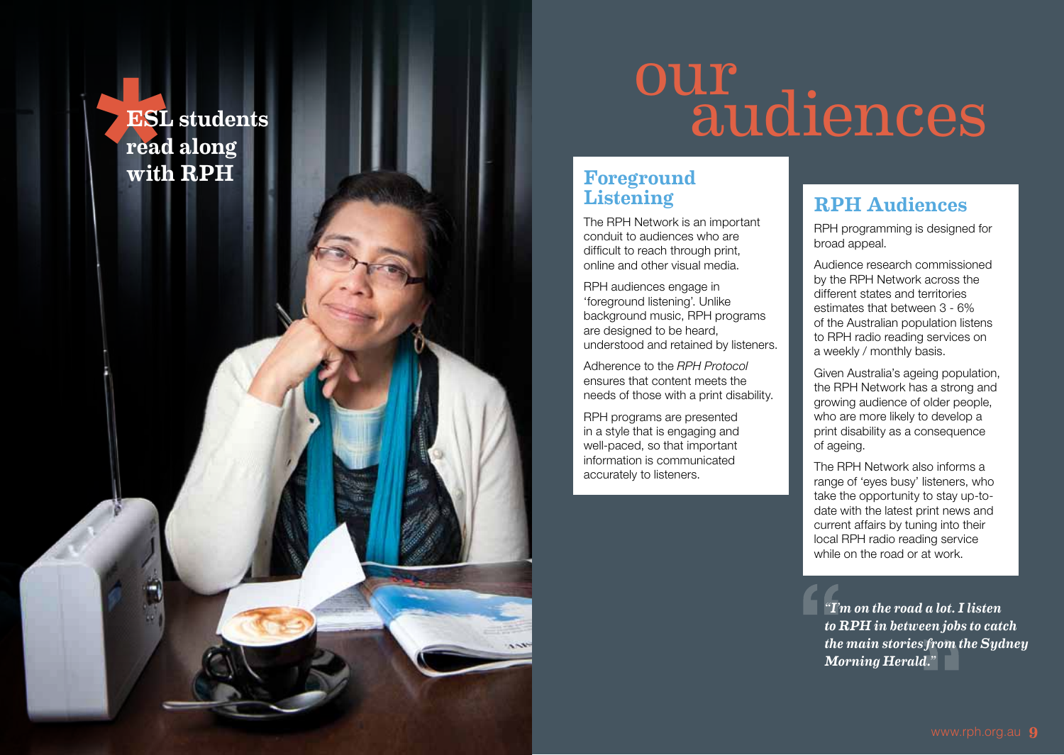*ESL students read along with RPH

# our audiences

## Foreground Listening

The RPH Network is an important conduit to audiences who are difficult to reach through print, online and other visual media.

RPH audiences engage in 'foreground listening'. Unlike background music, RPH programs are designed to be heard, understood and retained by listeners.

Adherence to the *RPH Protocol* ensures that content meets the needs of those with a print disability.

RPH programs are presented in a style that is engaging and well-paced, so that important information is communicated accurately to listeners.

## RPH Audiences

RPH programming is designed for broad appeal.

Audience research commissioned by the RPH Network across the different states and territories estimates that between 3 - 6% of the Australian population listens to RPH radio reading services on a weekly / monthly basis.

Given Australia's ageing population, the RPH Network has a strong and growing audience of older people, who are more likely to develop a print disability as a consequence of ageing.

The RPH Network also informs a range of 'eyes busy' listeners, who take the opportunity to stay up-to-date with the latest print news and current affairs by tuning into their local RPH radio reading service while on the road or at work.

> ***"I'm on the road a lot. I listen to RPH in between jobs to catch the main stories from the Sydney Morning Herald."***

www.rph.org.au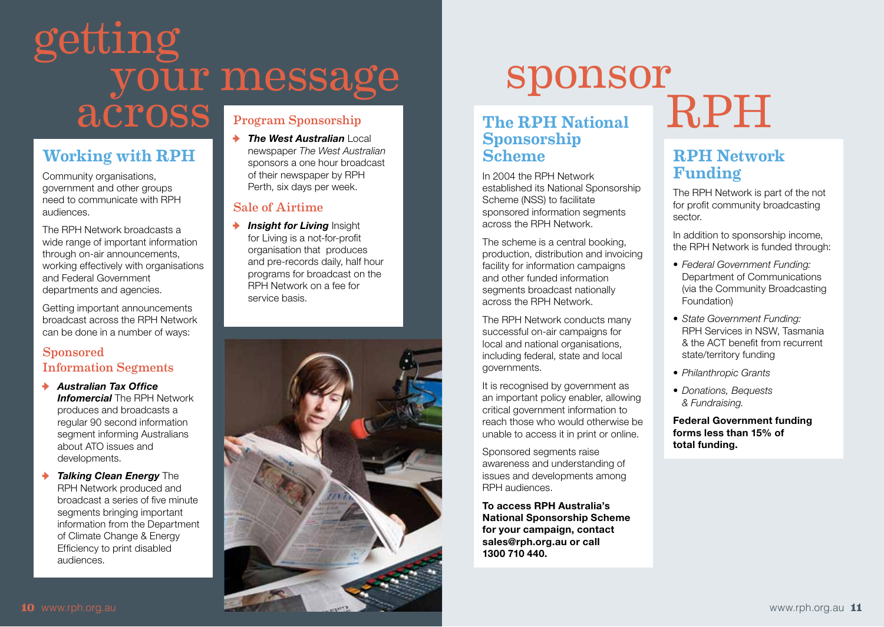# getting your message across

## Working with RPH

Community organisations, government and other groups need to communicate with RPH audiences.

The RPH Network broadcasts a wide range of important information through on-air announcements, working effectively with organisations and Federal Government departments and agencies.

Getting important announcements broadcast across the RPH Network can be done in a number of ways:

### Sponsored Information Segments

- ***Australian Tax Office Infomercial*** The RPH Network produces and broadcasts a regular 90 second information segment informing Australians about ATO issues and developments.
- ***Talking Clean Energy*** The RPH Network produced and broadcast a series of five minute segments bringing important information from the Department of Climate Change & Energy Efficiency to print disabled audiences.

### Program Sponsorship

- ***The West Australian*** Local newspaper *The West Australian* sponsors a one hour broadcast of their newspaper by RPH Perth, six days per week.

### Sale of Airtime

- ***Insight for Living*** Insight for Living is a not-for-profit organisation that produces and pre-records daily, half hour programs for broadcast on the RPH Network on a fee for service basis.

# sponsor RPH

## The RPH National Sponsorship Scheme

In 2004 the RPH Network established its National Sponsorship Scheme (NSS) to facilitate sponsored information segments across the RPH Network.

The scheme is a central booking, production, distribution and invoicing facility for information campaigns and other funded information segments broadcast nationally across the RPH Network.

The RPH Network conducts many successful on-air campaigns for local and national organisations, including federal, state and local governments.

It is recognised by government as an important policy enabler, allowing critical government information to reach those who would otherwise be unable to access it in print or online.

Sponsored segments raise awareness and understanding of issues and developments among RPH audiences.

**To access RPH Australia's National Sponsorship Scheme for your campaign, contact sales@rph.org.au or call 1300 710 440.**

## RPH Network Funding

The RPH Network is part of the not for profit community broadcasting sector.

In addition to sponsorship income, the RPH Network is funded through:

- *Federal Government Funding:* Department of Communications (via the Community Broadcasting Foundation)
- *State Government Funding:* RPH Services in NSW, Tasmania & the ACT benefit from recurrent state/territory funding
- *Philanthropic Grants*
- *Donations, Bequests & Fundraising.*

**Federal Government funding forms less than 15% of total funding.**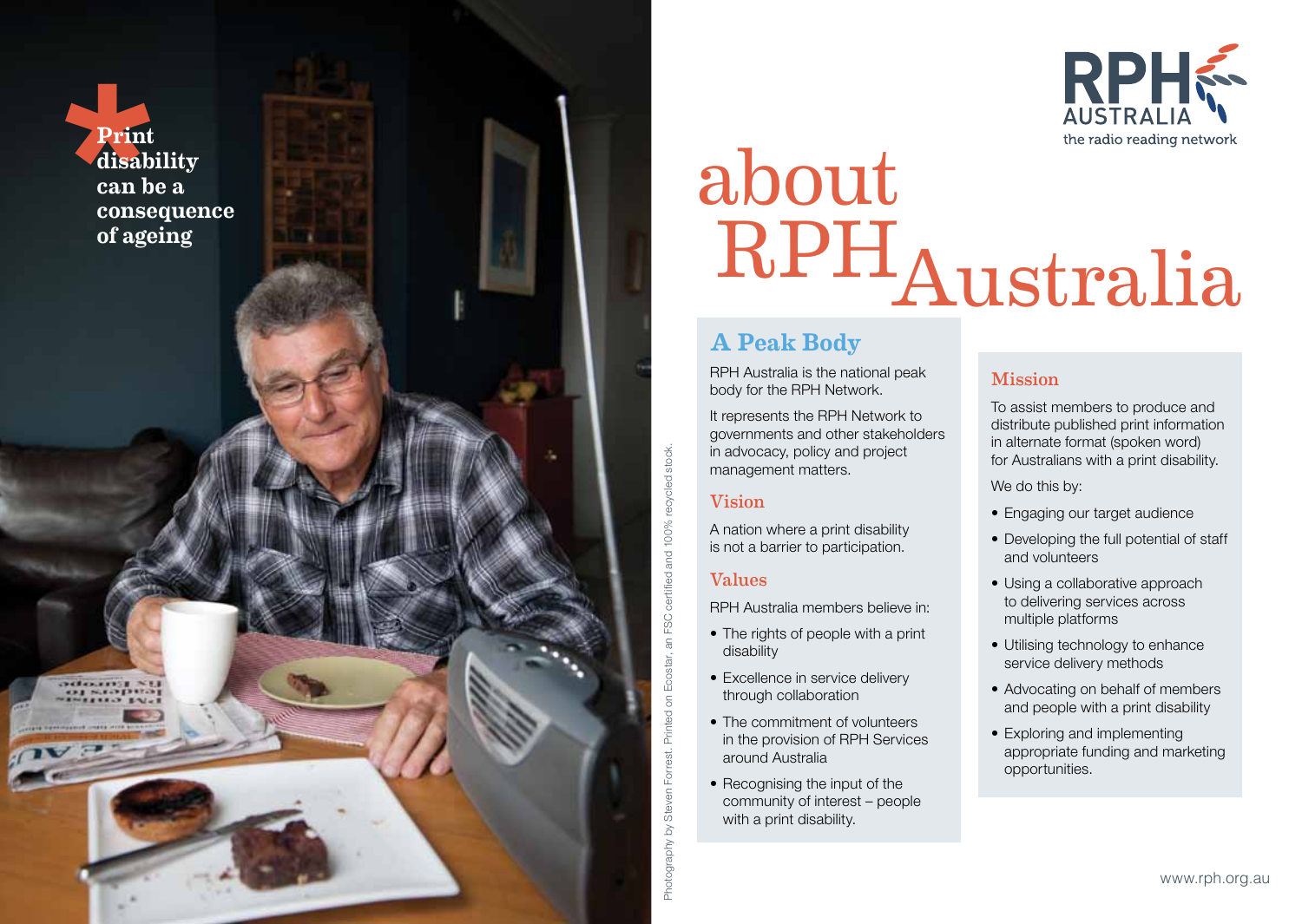*Print disability can be a consequence of ageing

RPH AUSTRALIA
the radio reading network

# about RPH Australia

## A Peak Body

RPH Australia is the national peak body for the RPH Network.

It represents the RPH Network to governments and other stakeholders in advocacy, policy and project management matters.

## Vision

A nation where a print disability is not a barrier to participation.

## Values

RPH Australia members believe in:

- The rights of people with a print disability
- Excellence in service delivery through collaboration
- The commitment of volunteers in the provision of RPH Services around Australia
- Recognising the input of the community of interest – people with a print disability.

## Mission

To assist members to produce and distribute published print information in alternate format (spoken word) for Australians with a print disability.

We do this by:

- Engaging our target audience
- Developing the full potential of staff and volunteers
- Using a collaborative approach to delivering services across multiple platforms
- Utilising technology to enhance service delivery methods
- Advocating on behalf of members and people with a print disability
- Exploring and implementing appropriate funding and marketing opportunities.

Photography by Steven Forrest. Printed on Ecostar, an FSC certified and 100% recycled stock.

www.rph.org.au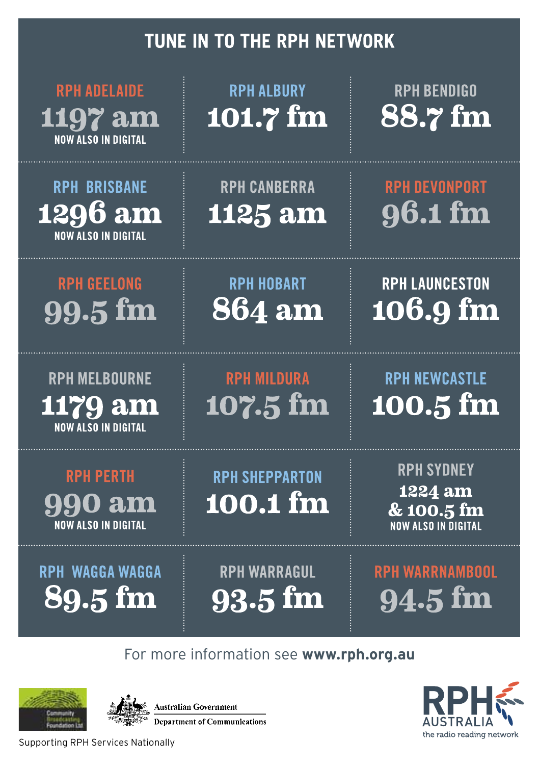# TUNE IN TO THE RPH NETWORK

| | | |
|---|---|---|
| RPH ADELAIDE<br>1197 am<br>NOW ALSO IN DIGITAL | RPH ALBURY<br>101.7 fm | RPH BENDIGO<br>88.7 fm |
| RPH BRISBANE<br>1296 am<br>NOW ALSO IN DIGITAL | RPH CANBERRA<br>1125 am | RPH DEVONPORT<br>96.1 fm |
| RPH GEELONG<br>99.5 fm | RPH HOBART<br>864 am | RPH LAUNCESTON<br>106.9 fm |
| RPH MELBOURNE<br>1179 am<br>NOW ALSO IN DIGITAL | RPH MILDURA<br>107.5 fm | RPH NEWCASTLE<br>100.5 fm |
| RPH PERTH<br>990 am<br>NOW ALSO IN DIGITAL | RPH SHEPPARTON<br>100.1 fm | RPH SYDNEY<br>1224 am<br>& 100.5 fm<br>NOW ALSO IN DIGITAL |
| RPH WAGGA WAGGA<br>89.5 fm | RPH WARRAGUL<br>93.5 fm | RPH WARRNAMBOOL<br>94.5 fm |

For more information see **www.rph.org.au**

Community Broadcasting Foundation Ltd

Australian Government
Department of Communications

Supporting RPH Services Nationally

RPH AUSTRALIA
the radio reading network